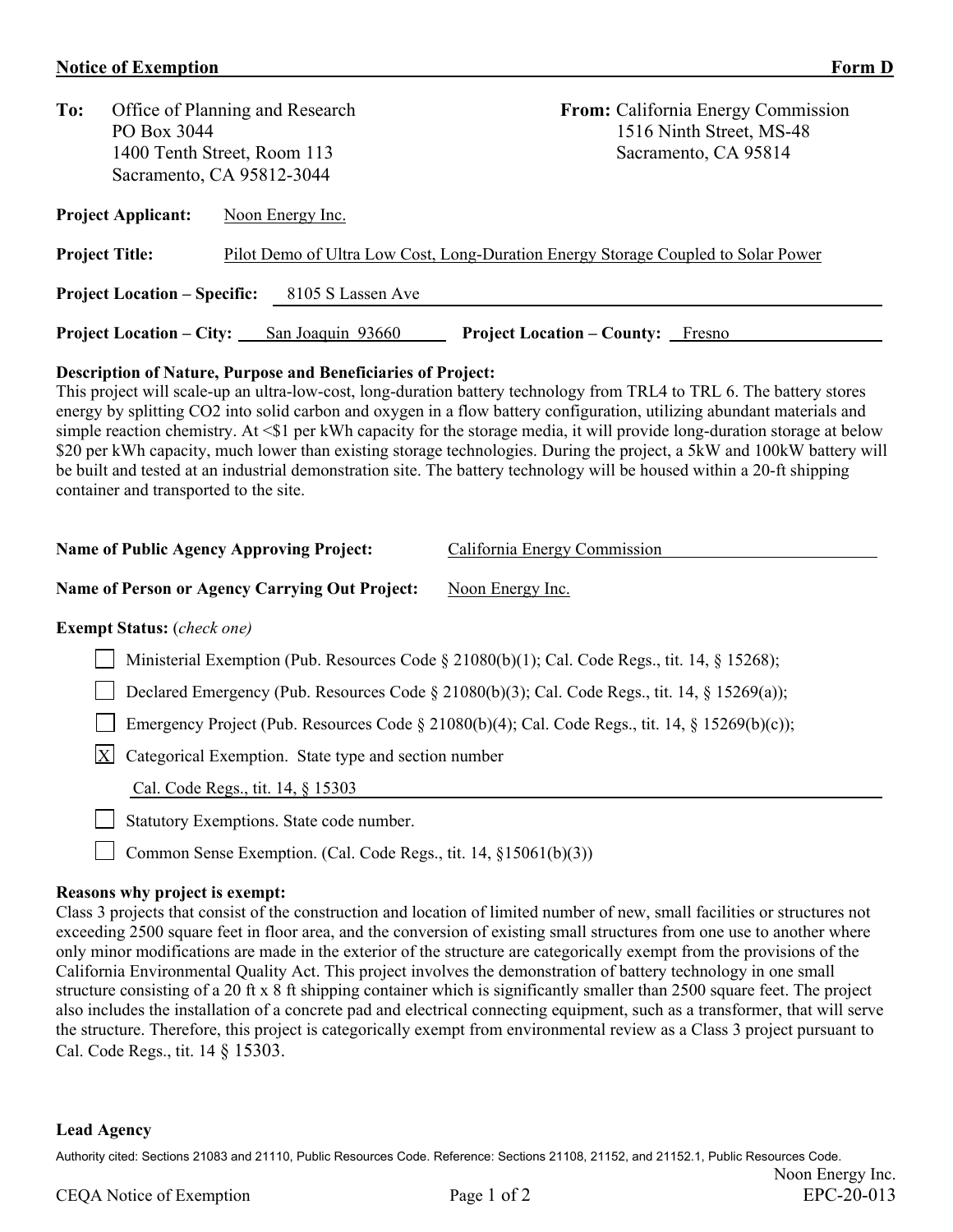**Notice of Exemption** **Form D**

**To:** Office of Planning and Research
PO Box 3044
1400 Tenth Street, Room 113
Sacramento, CA 95812-3044

**From:** California Energy Commission
1516 Ninth Street, MS-48
Sacramento, CA 95814

**Project Applicant:** Noon Energy Inc.

**Project Title:** Pilot Demo of Ultra Low Cost, Long-Duration Energy Storage Coupled to Solar Power

**Project Location – Specific:** 8105 S Lassen Ave

**Project Location – City:** San Joaquin 93660 **Project Location – County:** Fresno

**Description of Nature, Purpose and Beneficiaries of Project:**
This project will scale-up an ultra-low-cost, long-duration battery technology from TRL4 to TRL 6. The battery stores energy by splitting $CO_2$ into solid carbon and oxygen in a flow battery configuration, utilizing abundant materials and simple reaction chemistry. At <$1 per kWh capacity for the storage media, it will provide long-duration storage at below $20 per kWh capacity, much lower than existing storage technologies. During the project, a 5kW and 100kW battery will be built and tested at an industrial demonstration site. The battery technology will be housed within a 20-ft shipping container and transported to the site.

**Name of Public Agency Approving Project:** California Energy Commission

**Name of Person or Agency Carrying Out Project:** Noon Energy Inc.

**Exempt Status:** *(check one)*

- [ ] Ministerial Exemption (Pub. Resources Code § 21080(b)(1); Cal. Code Regs., tit. 14, § 15268);
- [ ] Declared Emergency (Pub. Resources Code § 21080(b)(3); Cal. Code Regs., tit. 14, § 15269(a));
- [ ] Emergency Project (Pub. Resources Code § 21080(b)(4); Cal. Code Regs., tit. 14, § 15269(b)(c));
- [X] Categorical Exemption. State type and section number
  Cal. Code Regs., tit. 14, § 15303
- [ ] Statutory Exemptions. State code number.
- [ ] Common Sense Exemption. (Cal. Code Regs., tit. 14, §15061(b)(3))

**Reasons why project is exempt:**
Class 3 projects that consist of the construction and location of limited number of new, small facilities or structures not exceeding 2500 square feet in floor area, and the conversion of existing small structures from one use to another where only minor modifications are made in the exterior of the structure are categorically exempt from the provisions of the California Environmental Quality Act. This project involves the demonstration of battery technology in one small structure consisting of a 20 ft x 8 ft shipping container which is significantly smaller than 2500 square feet. The project also includes the installation of a concrete pad and electrical connecting equipment, such as a transformer, that will serve the structure. Therefore, this project is categorically exempt from environmental review as a Class 3 project pursuant to Cal. Code Regs., tit. 14 § 15303.

**Lead Agency**

Authority cited: Sections 21083 and 21110, Public Resources Code. Reference: Sections 21108, 21152, and 21152.1, Public Resources Code.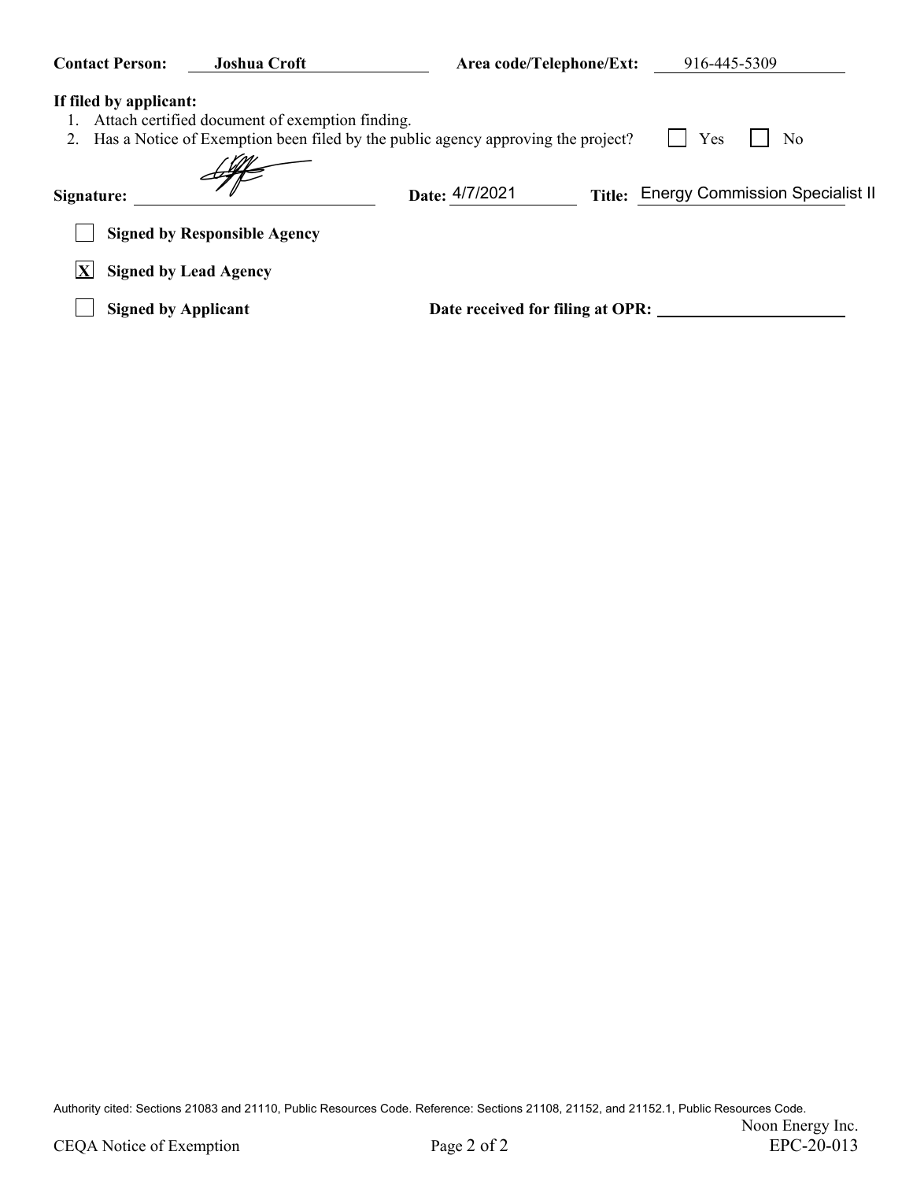**Contact Person:** Joshua Croft **Area code/Telephone/Ext:** 916-445-5309

**If filed by applicant:**

1. Attach certified document of exemption finding.
2. Has a Notice of Exemption been filed by the public agency approving the project? ☐ Yes ☐ No

**Signature:** ______________ **Date:** 4/7/2021 **Title:** Energy Commission Specialist II

☐ **Signed by Responsible Agency**

☒ **Signed by Lead Agency**

☐ **Signed by Applicant** **Date received for filing at OPR:** ______________

Authority cited: Sections 21083 and 21110, Public Resources Code. Reference: Sections 21108, 21152, and 21152.1, Public Resources Code.

CEQA Notice of Exemption

Noon Energy Inc.
EPC-20-013